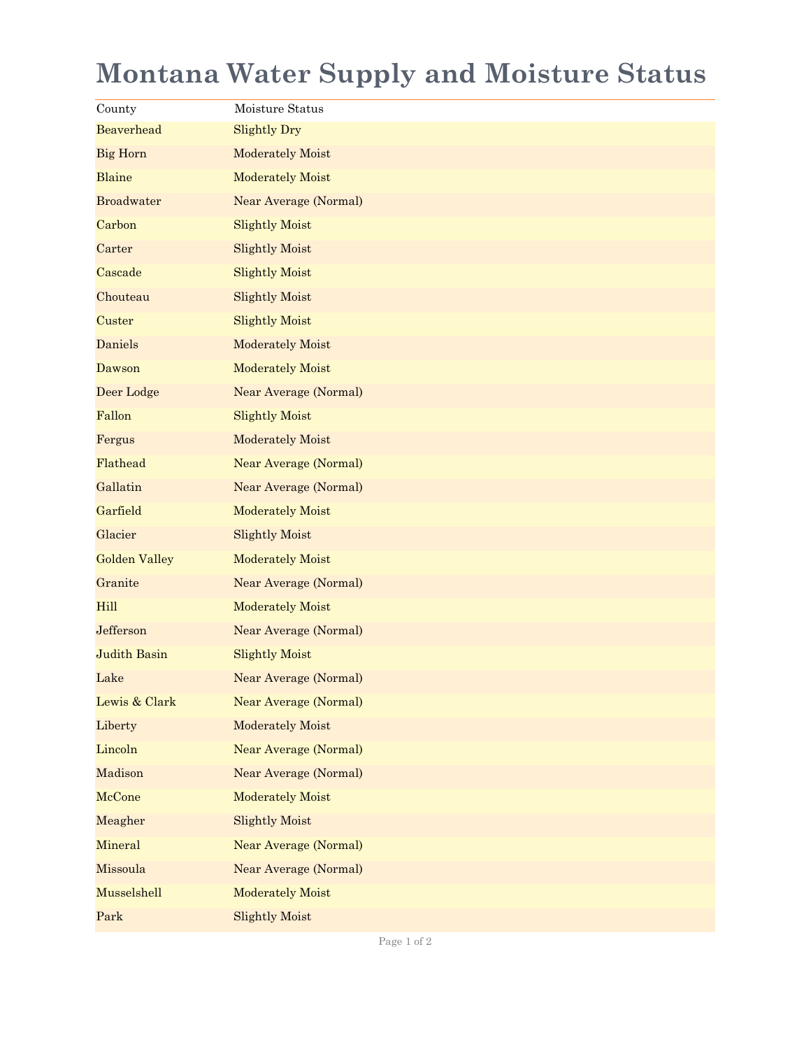# Montana Water Supply and Moisture Status

| County | Moisture Status |
|---|---|
| Beaverhead | Slightly Dry |
| Big Horn | Moderately Moist |
| Blaine | Moderately Moist |
| Broadwater | Near Average (Normal) |
| Carbon | Slightly Moist |
| Carter | Slightly Moist |
| Cascade | Slightly Moist |
| Chouteau | Slightly Moist |
| Custer | Slightly Moist |
| Daniels | Moderately Moist |
| Dawson | Moderately Moist |
| Deer Lodge | Near Average (Normal) |
| Fallon | Slightly Moist |
| Fergus | Moderately Moist |
| Flathead | Near Average (Normal) |
| Gallatin | Near Average (Normal) |
| Garfield | Moderately Moist |
| Glacier | Slightly Moist |
| Golden Valley | Moderately Moist |
| Granite | Near Average (Normal) |
| Hill | Moderately Moist |
| Jefferson | Near Average (Normal) |
| Judith Basin | Slightly Moist |
| Lake | Near Average (Normal) |
| Lewis & Clark | Near Average (Normal) |
| Liberty | Moderately Moist |
| Lincoln | Near Average (Normal) |
| Madison | Near Average (Normal) |
| McCone | Moderately Moist |
| Meagher | Slightly Moist |
| Mineral | Near Average (Normal) |
| Missoula | Near Average (Normal) |
| Musselshell | Moderately Moist |
| Park | Slightly Moist |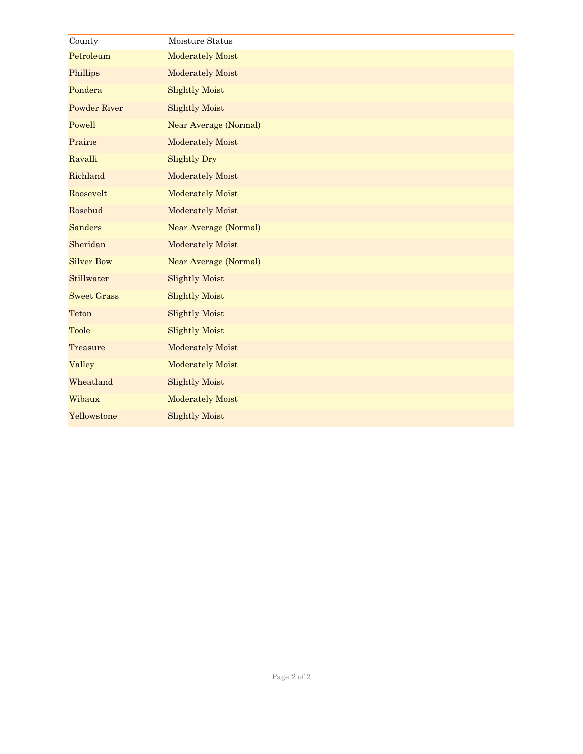| County | Moisture Status |
| --- | --- |
| Petroleum | Moderately Moist |
| Phillips | Moderately Moist |
| Pondera | Slightly Moist |
| Powder River | Slightly Moist |
| Powell | Near Average (Normal) |
| Prairie | Moderately Moist |
| Ravalli | Slightly Dry |
| Richland | Moderately Moist |
| Roosevelt | Moderately Moist |
| Rosebud | Moderately Moist |
| Sanders | Near Average (Normal) |
| Sheridan | Moderately Moist |
| Silver Bow | Near Average (Normal) |
| Stillwater | Slightly Moist |
| Sweet Grass | Slightly Moist |
| Teton | Slightly Moist |
| Toole | Slightly Moist |
| Treasure | Moderately Moist |
| Valley | Moderately Moist |
| Wheatland | Slightly Moist |
| Wibaux | Moderately Moist |
| Yellowstone | Slightly Moist |